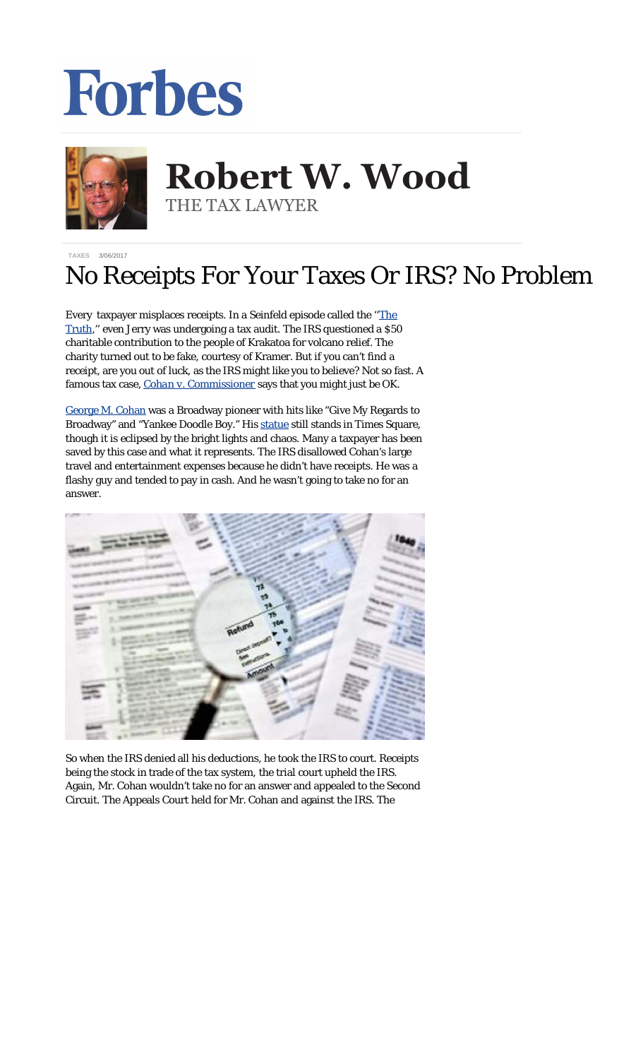# Forbes

# Robert W. Wood

THE TAX LAWYER

TAXES 3/06/2017

# No Receipts For Your Taxes Or IRS? No Problem

Every taxpayer misplaces receipts. In a Seinfeld episode called the "The Truth," even Jerry was undergoing a tax audit. The IRS questioned a $50 charitable contribution to the people of Krakatoa for volcano relief. The charity turned out to be fake, courtesy of Kramer. But if you can't find a receipt, are you out of luck, as the IRS might like you to believe? Not so fast. A famous tax case, *Cohan v. Commissioner* says that you might just be OK.

George M. Cohan was a Broadway pioneer with hits like "Give My Regards to Broadway" and "Yankee Doodle Boy." His statue still stands in Times Square, though it is eclipsed by the bright lights and chaos. Many a taxpayer has been saved by this case and what it represents. The IRS disallowed Cohan's large travel and entertainment expenses because he didn't have receipts. He was a flashy guy and tended to pay in cash. And he wasn't going to take no for an answer.

So when the IRS denied all his deductions, he took the IRS to court. Receipts being the stock in trade of the tax system, the trial court upheld the IRS. Again, Mr. Cohan wouldn't take no for an answer and appealed to the Second Circuit. The Appeals Court held for Mr. Cohan and against the IRS. The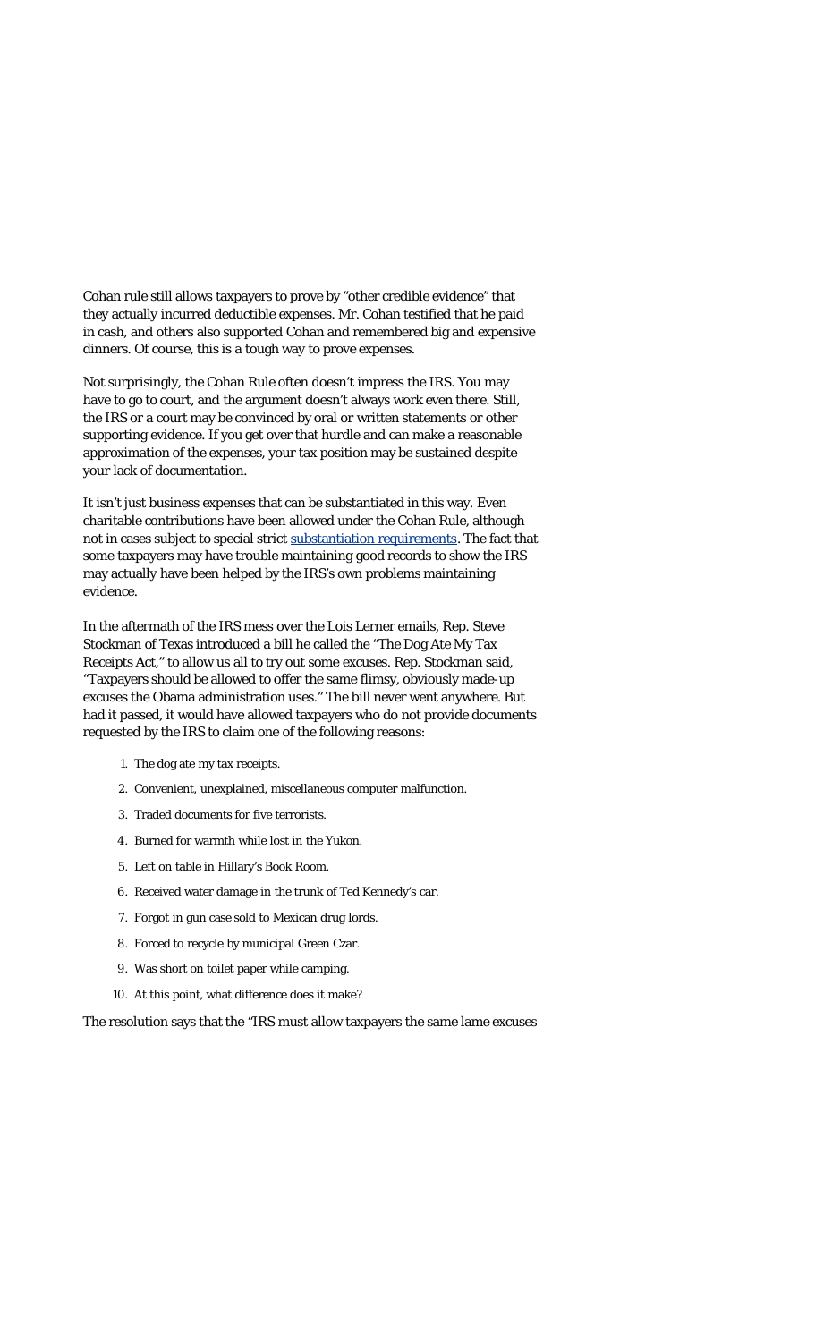Cohan rule still allows taxpayers to prove by "other credible evidence" that they actually incurred deductible expenses. Mr. Cohan testified that he paid in cash, and others also supported Cohan and remembered big and expensive dinners. Of course, this is a tough way to prove expenses.

Not surprisingly, the Cohan Rule often doesn't impress the IRS. You may have to go to court, and the argument doesn't always work even there. Still, the IRS or a court may be convinced by oral or written statements or other supporting evidence. If you get over that hurdle and can make a reasonable approximation of the expenses, your tax position may be sustained despite your lack of documentation.

It isn't just business expenses that can be substantiated in this way. Even charitable contributions have been allowed under the Cohan Rule, although not in cases subject to special strict substantiation requirements. The fact that some taxpayers may have trouble maintaining good records to show the IRS may actually have been helped by the IRS's own problems maintaining evidence.

In the aftermath of the IRS mess over the Lois Lerner emails, Rep. Steve Stockman of Texas introduced a bill he called the "The Dog Ate My Tax Receipts Act," to allow us all to try out some excuses. Rep. Stockman said, "Taxpayers should be allowed to offer the same flimsy, obviously made-up excuses the Obama administration uses." The bill never went anywhere. But had it passed, it would have allowed taxpayers who do not provide documents requested by the IRS to claim one of the following reasons:

1. The dog ate my tax receipts.
2. Convenient, unexplained, miscellaneous computer malfunction.
3. Traded documents for five terrorists.
4. Burned for warmth while lost in the Yukon.
5. Left on table in Hillary's Book Room.
6. Received water damage in the trunk of Ted Kennedy's car.
7. Forgot in gun case sold to Mexican drug lords.
8. Forced to recycle by municipal Green Czar.
9. Was short on toilet paper while camping.
10. At this point, what difference does it make?

The resolution says that the "IRS must allow taxpayers the same lame excuses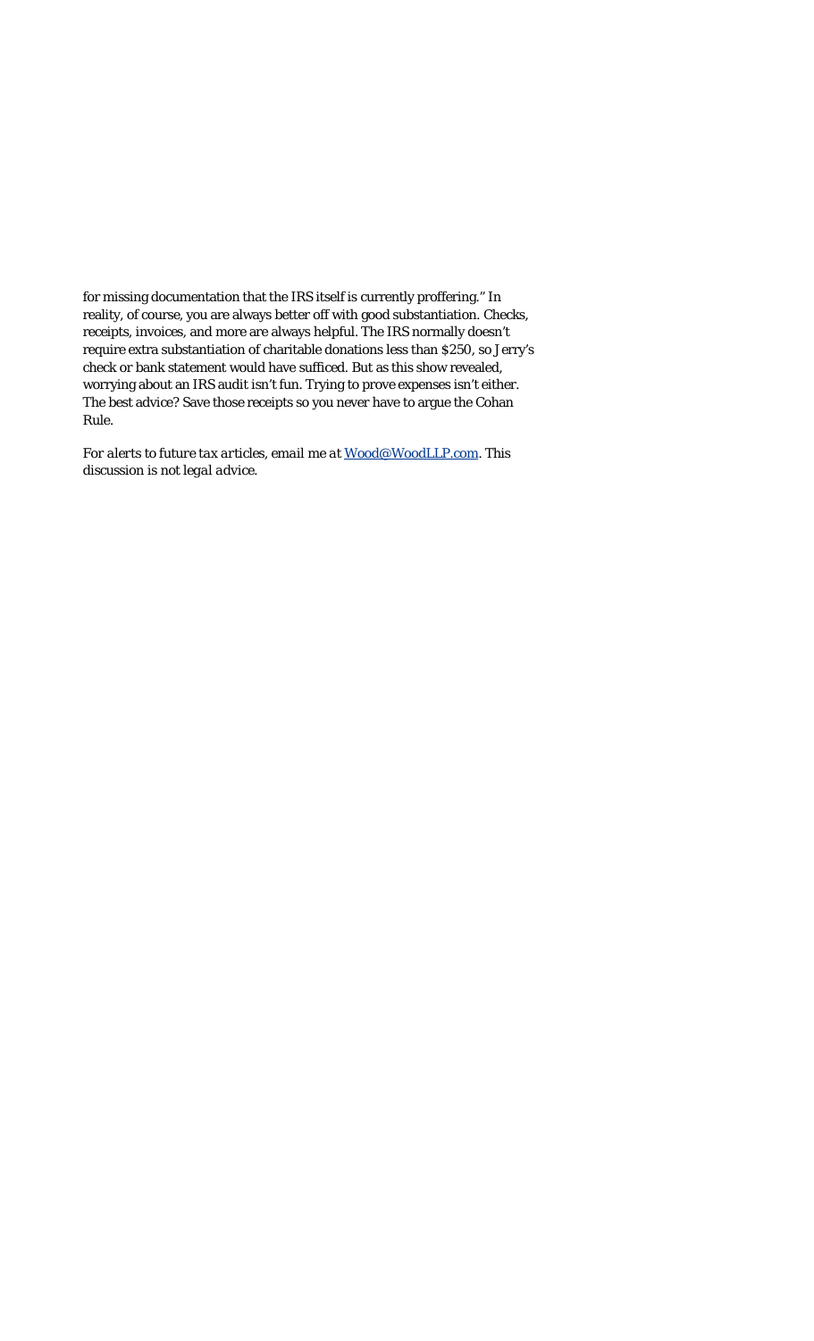for missing documentation that the IRS itself is currently proffering." In reality, of course, you are always better off with good substantiation. Checks, receipts, invoices, and more are always helpful. The IRS normally doesn't require extra substantiation of charitable donations less than $250, so Jerry's check or bank statement would have sufficed. But as this show revealed, worrying about an IRS audit isn't fun. Trying to prove expenses isn't either. The best advice? Save those receipts so you never have to argue the Cohan Rule.

*For alerts to future tax articles, email me at* [Wood@WoodLLP.com](mailto:Wood@WoodLLP.com). *This discussion is not legal advice.*